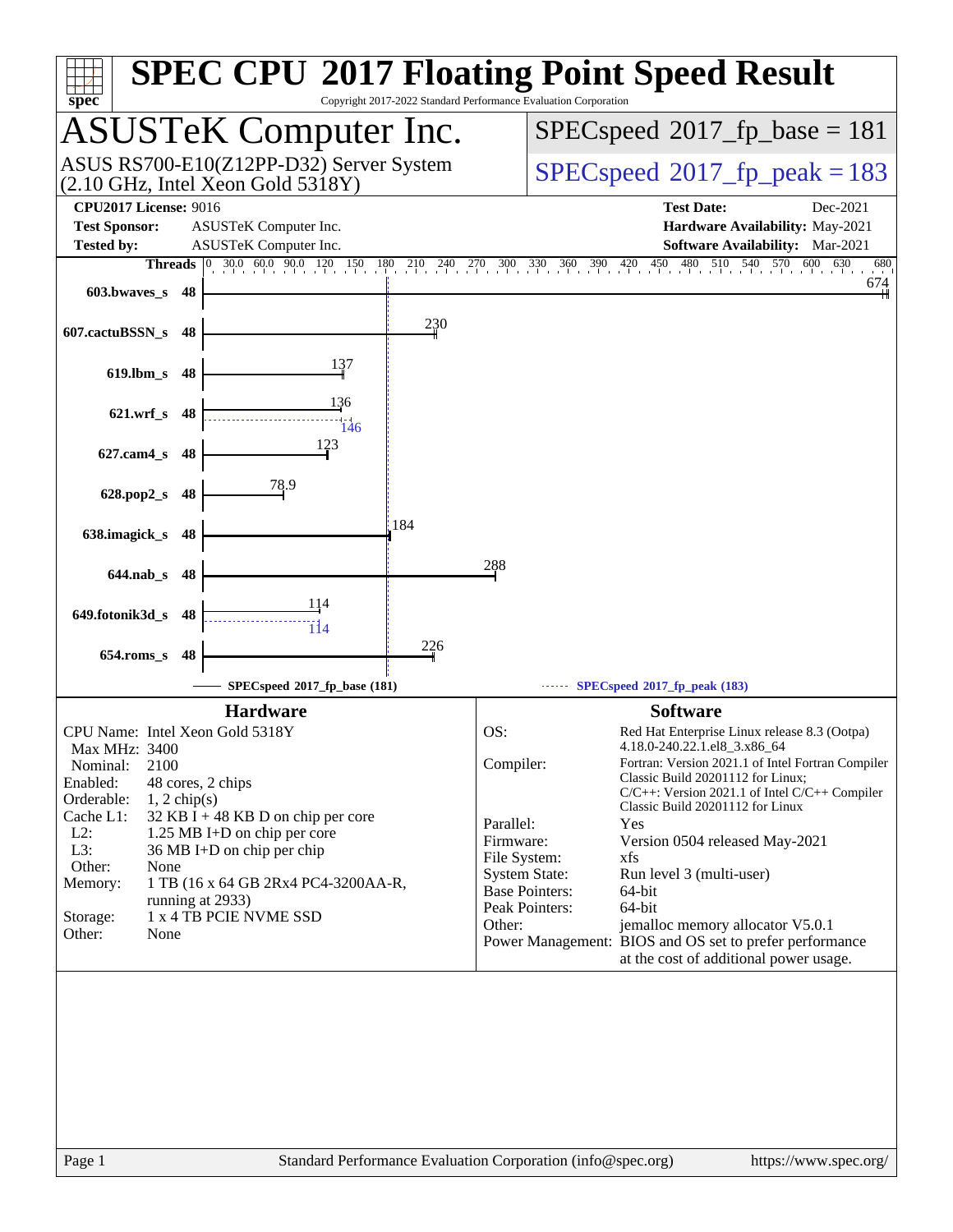# SPEC CPU 2017 Floating Point Speed Result

Copyright 2017-2022 Standard Performance Evaluation Corporation

## ASUSTeK Computer Inc.

ASUS RS700-E10(Z12PP-D32) Server System (2.10 GHz, Intel Xeon Gold 5318Y)

SPECspeed 2017_fp_base = 181

SPECspeed 2017_fp_peak = 183

**CPU2017 License:** 9016
**Test Sponsor:** ASUSTeK Computer Inc.
**Tested by:** ASUSTeK Computer Inc.

**Test Date:** Dec-2021
**Hardware Availability:** May-2021
**Software Availability:** Mar-2021

| Benchmark | Threads | Base | Peak |
|---|---|---|---|
| 603.bwaves_s | 48 | 674 | |
| 607.cactuBSSN_s | 48 | 230 | |
| 619.lbm_s | 48 | 137 | |
| 621.wrf_s | 48 | 136 | 146 |
| 627.cam4_s | 48 | 123 | |
| 628.pop2_s | 48 | 78.9 | |
| 638.imagick_s | 48 | 184 | |
| 644.nab_s | 48 | 288 | |
| 649.fotonik3d_s | 48 | 114 | 114 |
| 654.roms_s | 48 | 226 | |

SPECspeed 2017_fp_base (181) — SPECspeed 2017_fp_peak (183)

### Hardware

| | |
|---|---|
| CPU Name: | Intel Xeon Gold 5318Y |
| Max MHz: | 3400 |
| Nominal: | 2100 |
| Enabled: | 48 cores, 2 chips |
| Orderable: | 1, 2 chip(s) |
| Cache L1: | 32 KB I + 48 KB D on chip per core |
| L2: | 1.25 MB I+D on chip per core |
| L3: | 36 MB I+D on chip per chip |
| Other: | None |
| Memory: | 1 TB (16 x 64 GB 2Rx4 PC4-3200AA-R, running at 2933) |
| Storage: | 1 x 4 TB PCIE NVME SSD |
| Other: | None |

### Software

| | |
|---|---|
| OS: | Red Hat Enterprise Linux release 8.3 (Ootpa) 4.18.0-240.22.1.el8_3.x86_64 |
| Compiler: | Fortran: Version 2021.1 of Intel Fortran Compiler Classic Build 20201112 for Linux; C/C++: Version 2021.1 of Intel C/C++ Compiler Classic Build 20201112 for Linux |
| Parallel: | Yes |
| Firmware: | Version 0504 released May-2021 |
| File System: | xfs |
| System State: | Run level 3 (multi-user) |
| Base Pointers: | 64-bit |
| Peak Pointers: | 64-bit |
| Other: | jemalloc memory allocator V5.0.1 |
| Power Management: | BIOS and OS set to prefer performance at the cost of additional power usage. |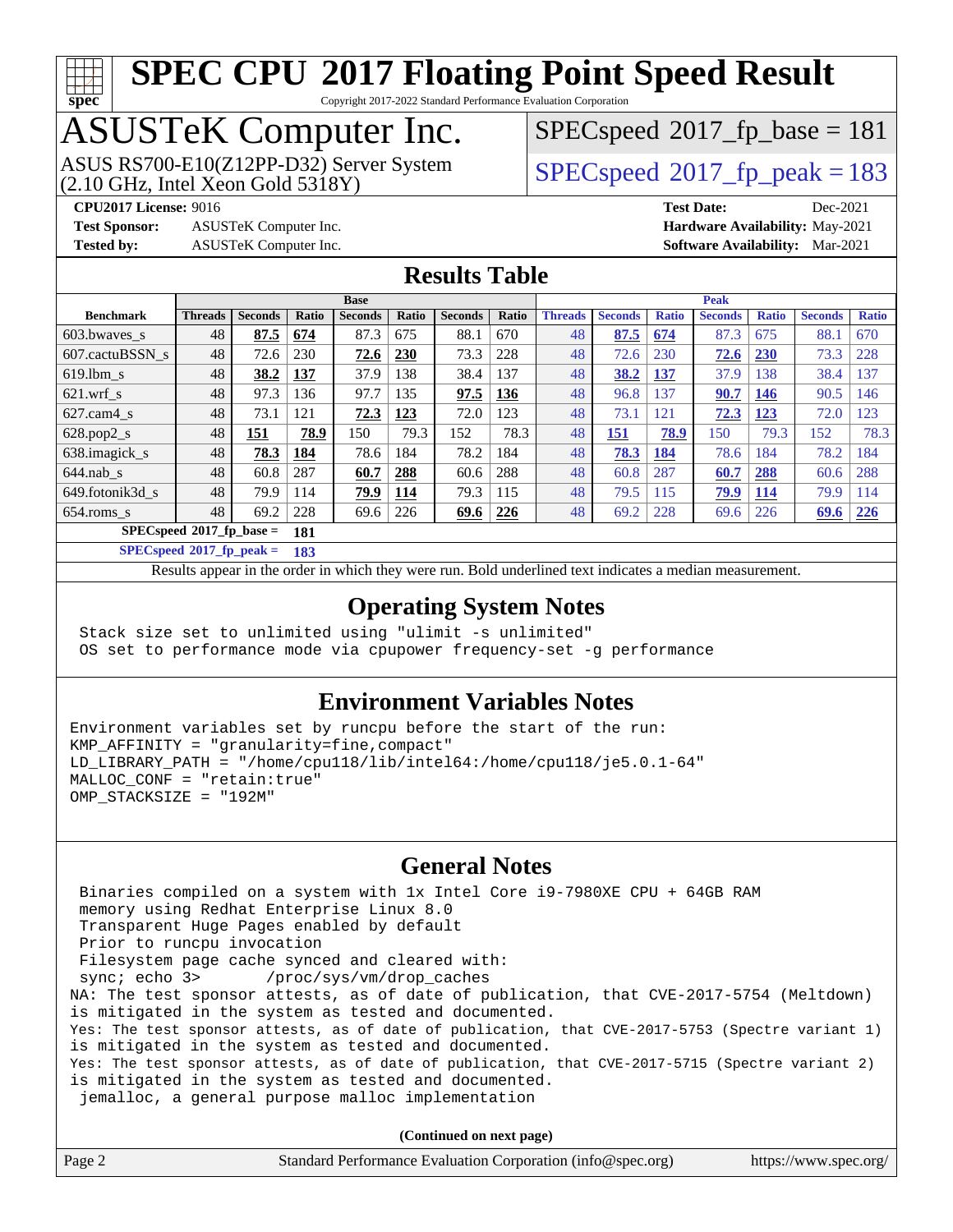# SPEC CPU 2017 Floating Point Speed Result

Copyright 2017-2022 Standard Performance Evaluation Corporation

# ASUSTeK Computer Inc.

ASUS RS700-E10(Z12PP-D32) Server System (2.10 GHz, Intel Xeon Gold 5318Y)

SPECspeed 2017_fp_base = 181

SPECspeed 2017_fp_peak = 183

**CPU2017 License:** 9016
**Test Sponsor:** ASUSTeK Computer Inc.
**Tested by:** ASUSTeK Computer Inc.

**Test Date:** Dec-2021
**Hardware Availability:** May-2021
**Software Availability:** Mar-2021

## Results Table

| | Base | | | | | | | Peak | | | | | | |
|---|---|---|---|---|---|---|---|---|---|---|---|---|---|---|
| **Benchmark** | **Threads** | **Seconds** | **Ratio** | **Seconds** | **Ratio** | **Seconds** | **Ratio** | **Threads** | **Seconds** | **Ratio** | **Seconds** | **Ratio** | **Seconds** | **Ratio** |
| 603.bwaves_s | 48 | **87.5** | **674** | 87.3 | 675 | 88.1 | 670 | 48 | **87.5** | **674** | 87.3 | 675 | 88.1 | 670 |
| 607.cactuBSSN_s | 48 | 72.6 | 230 | **72.6** | **230** | 73.3 | 228 | 48 | 72.6 | 230 | **72.6** | **230** | 73.3 | 228 |
| 619.lbm_s | 48 | **38.2** | **137** | 37.9 | 138 | 38.4 | 137 | 48 | **38.2** | **137** | 37.9 | 138 | 38.4 | 137 |
| 621.wrf_s | 48 | 97.3 | 136 | 97.7 | 135 | **97.5** | **136** | 48 | 96.8 | 137 | **90.7** | **146** | 90.5 | 146 |
| 627.cam4_s | 48 | 73.1 | 121 | **72.3** | **123** | 72.0 | 123 | 48 | 73.1 | 121 | **72.3** | **123** | 72.0 | 123 |
| 628.pop2_s | 48 | **151** | **78.9** | 150 | 79.3 | 152 | 78.3 | 48 | **151** | **78.9** | 150 | 79.3 | 152 | 78.3 |
| 638.imagick_s | 48 | **78.3** | **184** | 78.6 | 184 | 78.2 | 184 | 48 | **78.3** | **184** | 78.6 | 184 | 78.2 | 184 |
| 644.nab_s | 48 | 60.8 | 287 | **60.7** | **288** | 60.6 | 288 | 48 | 60.8 | 287 | **60.7** | **288** | 60.6 | 288 |
| 649.fotonik3d_s | 48 | 79.9 | 114 | **79.9** | **114** | 79.3 | 115 | 48 | 79.5 | 115 | **79.9** | **114** | 79.9 | 114 |
| 654.roms_s | 48 | 69.2 | 228 | 69.6 | 226 | **69.6** | **226** | 48 | 69.2 | 228 | 69.6 | 226 | **69.6** | **226** |

**SPECspeed 2017_fp_base =** **181**

**SPECspeed 2017_fp_peak =** **183**

Results appear in the order in which they were run. Bold underlined text indicates a median measurement.

## Operating System Notes

```
Stack size set to unlimited using "ulimit -s unlimited"
OS set to performance mode via cpupower frequency-set -g performance
```

## Environment Variables Notes

```
Environment variables set by runcpu before the start of the run:
KMP_AFFINITY = "granularity=fine,compact"
LD_LIBRARY_PATH = "/home/cpu118/lib/intel64:/home/cpu118/je5.0.1-64"
MALLOC_CONF = "retain:true"
OMP_STACKSIZE = "192M"
```

## General Notes

```
 Binaries compiled on a system with 1x Intel Core i9-7980XE CPU + 64GB RAM
 memory using Redhat Enterprise Linux 8.0
 Transparent Huge Pages enabled by default
 Prior to runcpu invocation
 Filesystem page cache synced and cleared with:
 sync; echo 3>       /proc/sys/vm/drop_caches
NA: The test sponsor attests, as of date of publication, that CVE-2017-5754 (Meltdown)
is mitigated in the system as tested and documented.
Yes: The test sponsor attests, as of date of publication, that CVE-2017-5753 (Spectre variant 1)
is mitigated in the system as tested and documented.
Yes: The test sponsor attests, as of date of publication, that CVE-2017-5715 (Spectre variant 2)
is mitigated in the system as tested and documented.
 jemalloc, a general purpose malloc implementation
```

**(Continued on next page)**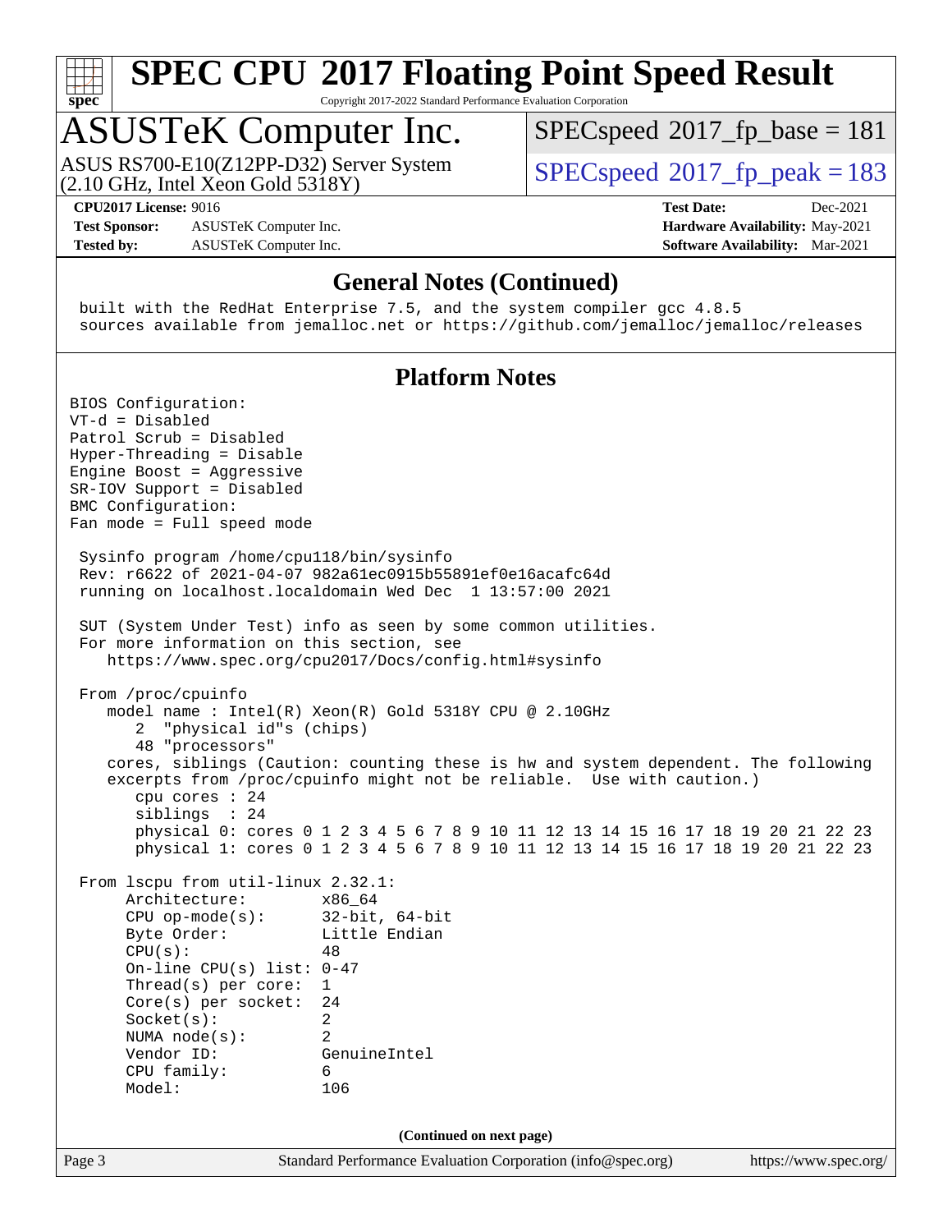# SPEC CPU 2017 Floating Point Speed Result

Copyright 2017-2022 Standard Performance Evaluation Corporation

## ASUSTeK Computer Inc.

ASUS RS700-E10(Z12PP-D32) Server System
(2.10 GHz, Intel Xeon Gold 5318Y)

SPECspeed 2017_fp_base = 181

SPECspeed 2017_fp_peak = 183

**CPU2017 License:** 9016
**Test Sponsor:** ASUSTeK Computer Inc.
**Tested by:** ASUSTeK Computer Inc.

**Test Date:** Dec-2021
**Hardware Availability:** May-2021
**Software Availability:** Mar-2021

### General Notes (Continued)

```
 built with the RedHat Enterprise 7.5, and the system compiler gcc 4.8.5
 sources available from jemalloc.net or https://github.com/jemalloc/jemalloc/releases
```

### Platform Notes

```
BIOS Configuration:
VT-d = Disabled
Patrol Scrub = Disabled
Hyper-Threading = Disable
Engine Boost = Aggressive
SR-IOV Support = Disabled
BMC Configuration:
Fan mode = Full speed mode

 Sysinfo program /home/cpu118/bin/sysinfo
 Rev: r6622 of 2021-04-07 982a61ec0915b55891ef0e16acafc64d
 running on localhost.localdomain Wed Dec  1 13:57:00 2021

 SUT (System Under Test) info as seen by some common utilities.
 For more information on this section, see
    https://www.spec.org/cpu2017/Docs/config.html#sysinfo

 From /proc/cpuinfo
    model name : Intel(R) Xeon(R) Gold 5318Y CPU @ 2.10GHz
       2  "physical id"s (chips)
       48 "processors"
    cores, siblings (Caution: counting these is hw and system dependent. The following
    excerpts from /proc/cpuinfo might not be reliable.  Use with caution.)
       cpu cores : 24
       siblings  : 24
       physical 0: cores 0 1 2 3 4 5 6 7 8 9 10 11 12 13 14 15 16 17 18 19 20 21 22 23
       physical 1: cores 0 1 2 3 4 5 6 7 8 9 10 11 12 13 14 15 16 17 18 19 20 21 22 23

 From lscpu from util-linux 2.32.1:
      Architecture:        x86_64
      CPU op-mode(s):      32-bit, 64-bit
      Byte Order:          Little Endian
      CPU(s):              48
      On-line CPU(s) list: 0-47
      Thread(s) per core:  1
      Core(s) per socket:  24
      Socket(s):           2
      NUMA node(s):        2
      Vendor ID:           GenuineIntel
      CPU family:          6
      Model:               106
```

(Continued on next page)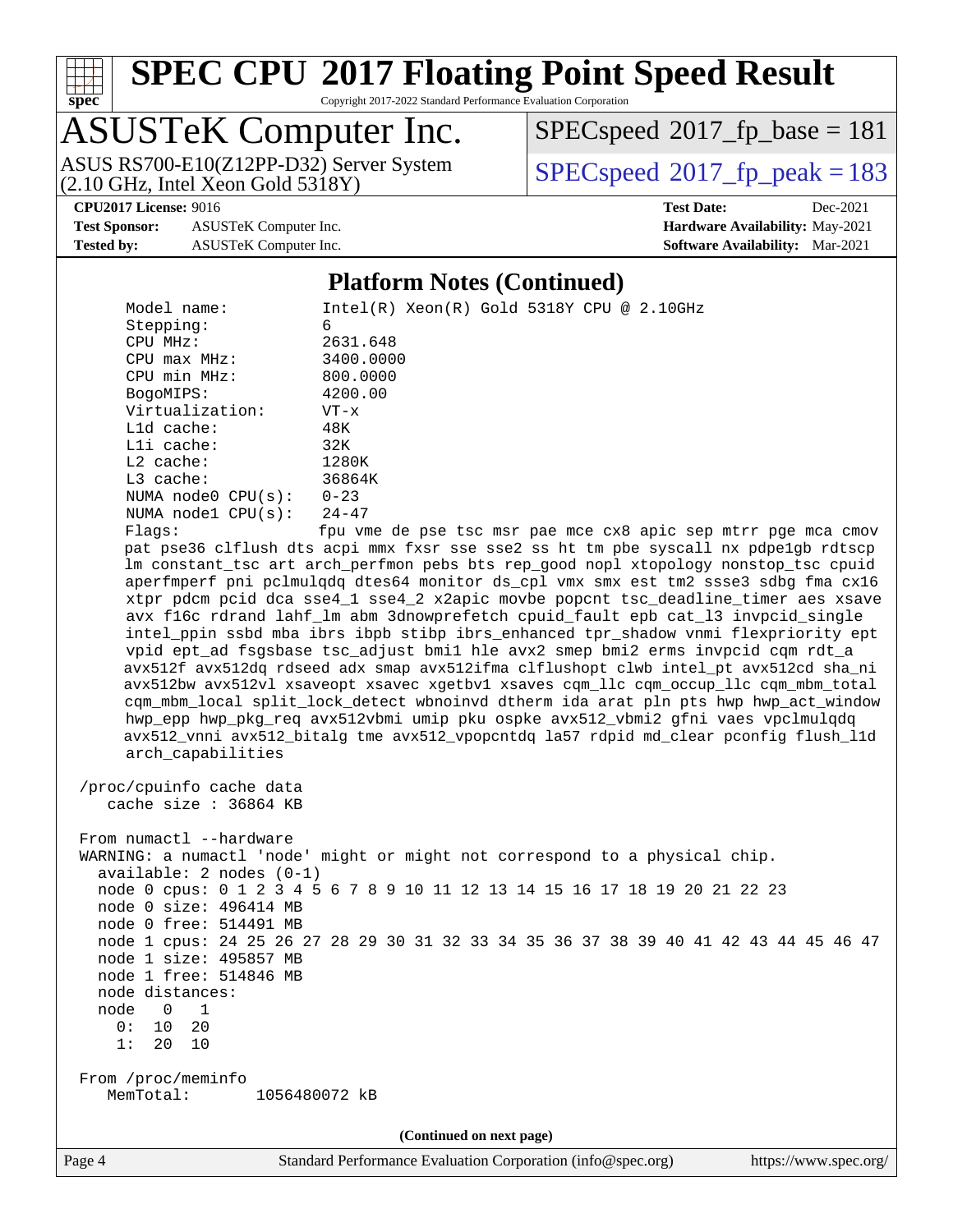# SPEC CPU 2017 Floating Point Speed Result

Copyright 2017-2022 Standard Performance Evaluation Corporation

## ASUSTeK Computer Inc.

ASUS RS700-E10(Z12PP-D32) Server System
(2.10 GHz, Intel Xeon Gold 5318Y)

SPECspeed 2017_fp_base = 181

SPECspeed 2017_fp_peak = 183

**CPU2017 License:** 9016
**Test Sponsor:** ASUSTeK Computer Inc.
**Tested by:** ASUSTeK Computer Inc.

**Test Date:** Dec-2021
**Hardware Availability:** May-2021
**Software Availability:** Mar-2021

### Platform Notes (Continued)

```
     Model name:          Intel(R) Xeon(R) Gold 5318Y CPU @ 2.10GHz
     Stepping:            6
     CPU MHz:             2631.648
     CPU max MHz:         3400.0000
     CPU min MHz:         800.0000
     BogoMIPS:            4200.00
     Virtualization:      VT-x
     L1d cache:           48K
     L1i cache:           32K
     L2 cache:            1280K
     L3 cache:            36864K
     NUMA node0 CPU(s):   0-23
     NUMA node1 CPU(s):   24-47
     Flags:               fpu vme de pse tsc msr pae mce cx8 apic sep mtrr pge mca cmov
     pat pse36 clflush dts acpi mmx fxsr sse sse2 ss ht tm pbe syscall nx pdpe1gb rdtscp
     lm constant_tsc art arch_perfmon pebs bts rep_good nopl xtopology nonstop_tsc cpuid
     aperfmperf pni pclmulqdq dtes64 monitor ds_cpl vmx smx est tm2 ssse3 sdbg fma cx16
     xtpr pdcm pcid dca sse4_1 sse4_2 x2apic movbe popcnt tsc_deadline_timer aes xsave
     avx f16c rdrand lahf_lm abm 3dnowprefetch cpuid_fault epb cat_l3 invpcid_single
     intel_ppin ssbd mba ibrs ibpb stibp ibrs_enhanced tpr_shadow vnmi flexpriority ept
     vpid ept_ad fsgsbase tsc_adjust bmi1 hle avx2 smep bmi2 erms invpcid cqm rdt_a
     avx512f avx512dq rdseed adx smap avx512ifma clflushopt clwb intel_pt avx512cd sha_ni
     avx512bw avx512vl xsaveopt xsavec xgetbv1 xsaves cqm_llc cqm_occup_llc cqm_mbm_total
     cqm_mbm_local split_lock_detect wbnoinvd dtherm ida arat pln pts hwp hwp_act_window
     hwp_epp hwp_pkg_req avx512vbmi umip pku ospke avx512_vbmi2 gfni vaes vpclmulqdq
     avx512_vnni avx512_bitalg tme avx512_vpopcntdq la57 rdpid md_clear pconfig flush_l1d
     arch_capabilities

 /proc/cpuinfo cache data
    cache size : 36864 KB

 From numactl --hardware
 WARNING: a numactl 'node' might or might not correspond to a physical chip.
   available: 2 nodes (0-1)
   node 0 cpus: 0 1 2 3 4 5 6 7 8 9 10 11 12 13 14 15 16 17 18 19 20 21 22 23
   node 0 size: 496414 MB
   node 0 free: 514491 MB
   node 1 cpus: 24 25 26 27 28 29 30 31 32 33 34 35 36 37 38 39 40 41 42 43 44 45 46 47
   node 1 size: 495857 MB
   node 1 free: 514846 MB
   node distances:
   node   0   1
     0:  10  20
     1:  20  10

 From /proc/meminfo
    MemTotal:       1056480072 kB
```

(Continued on next page)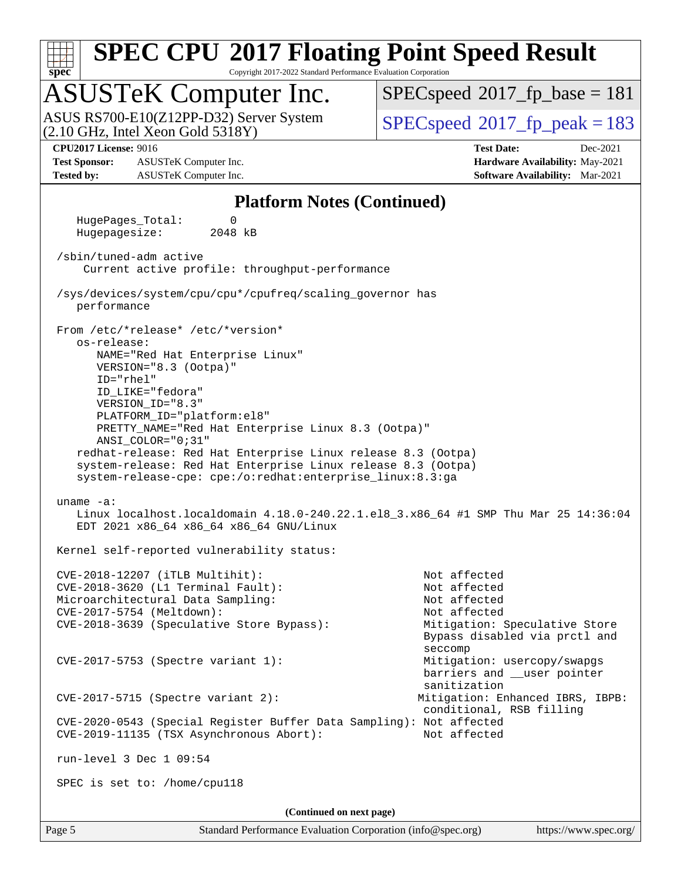## Platform Notes (Continued)

```
    HugePages_Total:       0
    Hugepagesize:       2048 kB

 /sbin/tuned-adm active
     Current active profile: throughput-performance

 /sys/devices/system/cpu/cpu*/cpufreq/scaling_governor has
    performance

 From /etc/*release* /etc/*version*
    os-release:
       NAME="Red Hat Enterprise Linux"
       VERSION="8.3 (Ootpa)"
       ID="rhel"
       ID_LIKE="fedora"
       VERSION_ID="8.3"
       PLATFORM_ID="platform:el8"
       PRETTY_NAME="Red Hat Enterprise Linux 8.3 (Ootpa)"
       ANSI_COLOR="0;31"
    redhat-release: Red Hat Enterprise Linux release 8.3 (Ootpa)
    system-release: Red Hat Enterprise Linux release 8.3 (Ootpa)
    system-release-cpe: cpe:/o:redhat:enterprise_linux:8.3:ga

 uname -a:
    Linux localhost.localdomain 4.18.0-240.22.1.el8_3.x86_64 #1 SMP Thu Mar 25 14:36:04
    EDT 2021 x86_64 x86_64 x86_64 GNU/Linux

 Kernel self-reported vulnerability status:

 CVE-2018-12207 (iTLB Multihit):                          Not affected
 CVE-2018-3620 (L1 Terminal Fault):                       Not affected
 Microarchitectural Data Sampling:                        Not affected
 CVE-2017-5754 (Meltdown):                                Not affected
 CVE-2018-3639 (Speculative Store Bypass):                Mitigation: Speculative Store
                                                          Bypass disabled via prctl and
                                                          seccomp
 CVE-2017-5753 (Spectre variant 1):                       Mitigation: usercopy/swapgs
                                                          barriers and __user pointer
                                                          sanitization
 CVE-2017-5715 (Spectre variant 2):                      Mitigation: Enhanced IBRS, IBPB:
                                                          conditional, RSB filling
 CVE-2020-0543 (Special Register Buffer Data Sampling): Not affected
 CVE-2019-11135 (TSX Asynchronous Abort):                 Not affected

 run-level 3 Dec 1 09:54

 SPEC is set to: /home/cpu118
```

(Continued on next page)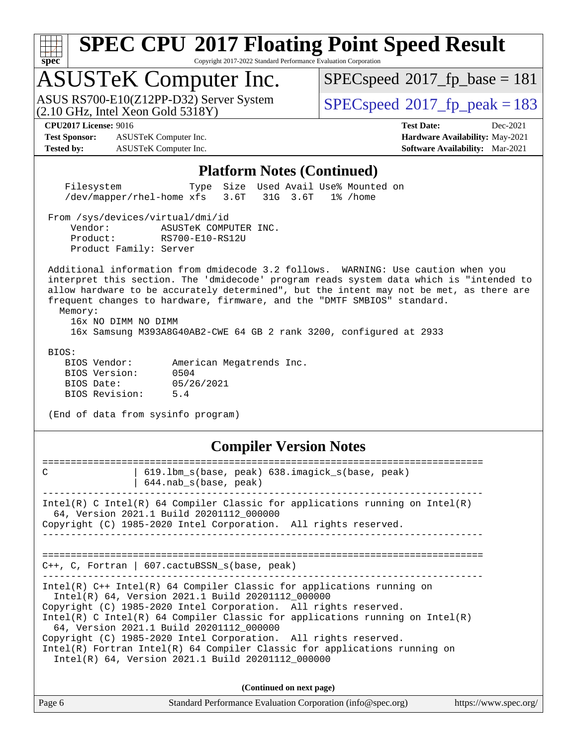## Platform Notes (Continued)

```
   Filesystem            Type  Size  Used Avail Use% Mounted on
   /dev/mapper/rhel-home xfs   3.6T   31G  3.6T   1% /home

 From /sys/devices/virtual/dmi/id
     Vendor:         ASUSTeK COMPUTER INC.
     Product:        RS700-E10-RS12U
     Product Family: Server

 Additional information from dmidecode 3.2 follows.  WARNING: Use caution when you
 interpret this section. The 'dmidecode' program reads system data which is "intended to
 allow hardware to be accurately determined", but the intent may not be met, as there are
 frequent changes to hardware, firmware, and the "DMTF SMBIOS" standard.
   Memory:
     16x NO DIMM NO DIMM
     16x Samsung M393A8G40AB2-CWE 64 GB 2 rank 3200, configured at 2933

 BIOS:
    BIOS Vendor:       American Megatrends Inc.
    BIOS Version:      0504
    BIOS Date:         05/26/2021
    BIOS Revision:     5.4

 (End of data from sysinfo program)
```

## Compiler Version Notes

```
==============================================================================
C               | 619.lbm_s(base, peak) 638.imagick_s(base, peak)
                | 644.nab_s(base, peak)
------------------------------------------------------------------------------
Intel(R) C Intel(R) 64 Compiler Classic for applications running on Intel(R)
  64, Version 2021.1 Build 20201112_000000
Copyright (C) 1985-2020 Intel Corporation.  All rights reserved.
------------------------------------------------------------------------------

==============================================================================
C++, C, Fortran | 607.cactuBSSN_s(base, peak)
------------------------------------------------------------------------------
Intel(R) C++ Intel(R) 64 Compiler Classic for applications running on
  Intel(R) 64, Version 2021.1 Build 20201112_000000
Copyright (C) 1985-2020 Intel Corporation.  All rights reserved.
Intel(R) C Intel(R) 64 Compiler Classic for applications running on Intel(R)
  64, Version 2021.1 Build 20201112_000000
Copyright (C) 1985-2020 Intel Corporation.  All rights reserved.
Intel(R) Fortran Intel(R) 64 Compiler Classic for applications running on
  Intel(R) 64, Version 2021.1 Build 20201112_000000
```

**(Continued on next page)**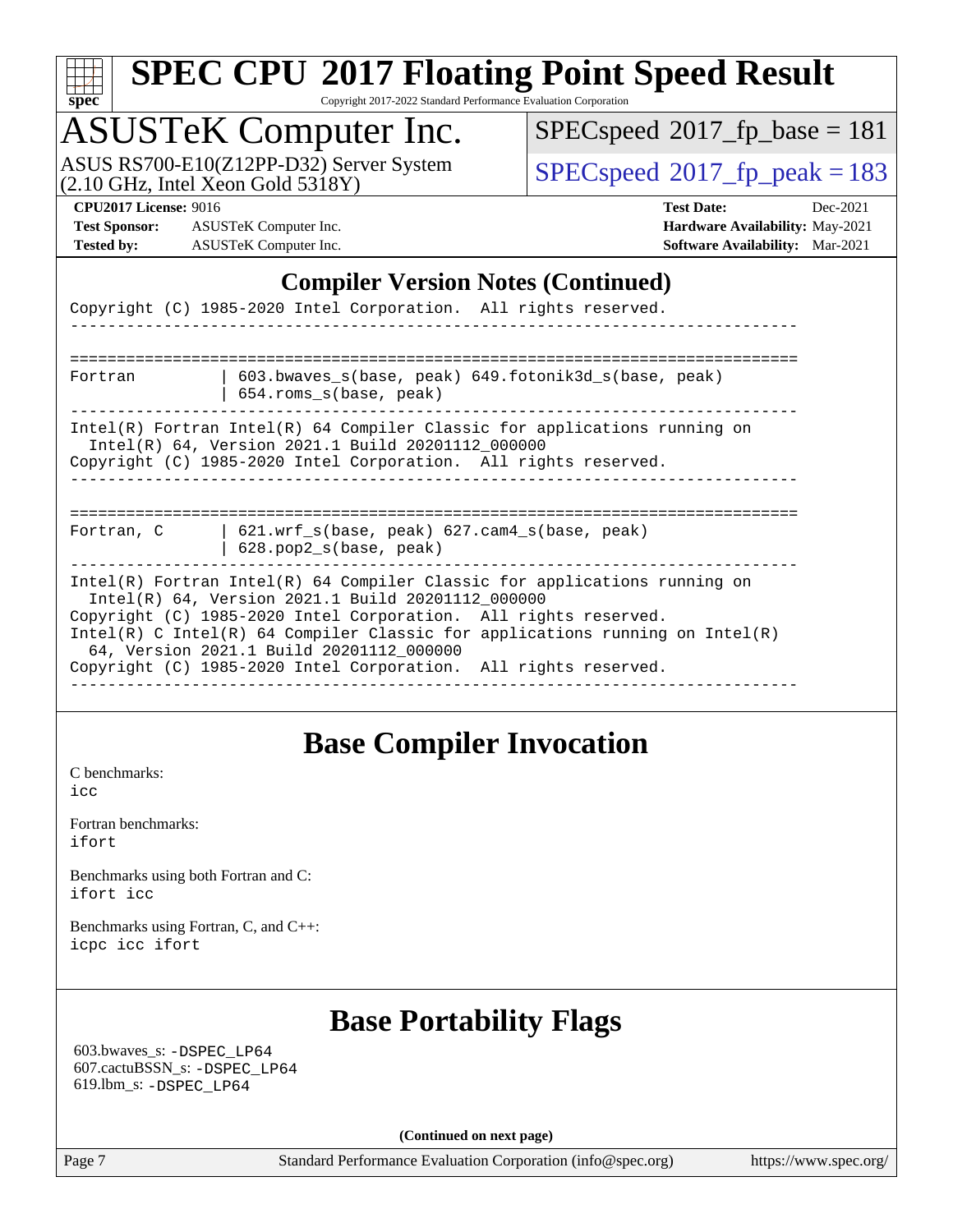## Compiler Version Notes (Continued)

```
Copyright (C) 1985-2020 Intel Corporation.  All rights reserved.
------------------------------------------------------------------------------

==============================================================================
Fortran         | 603.bwaves_s(base, peak) 649.fotonik3d_s(base, peak)
                | 654.roms_s(base, peak)
------------------------------------------------------------------------------
Intel(R) Fortran Intel(R) 64 Compiler Classic for applications running on
  Intel(R) 64, Version 2021.1 Build 20201112_000000
Copyright (C) 1985-2020 Intel Corporation.  All rights reserved.
------------------------------------------------------------------------------

==============================================================================
Fortran, C      | 621.wrf_s(base, peak) 627.cam4_s(base, peak)
                | 628.pop2_s(base, peak)
------------------------------------------------------------------------------
Intel(R) Fortran Intel(R) 64 Compiler Classic for applications running on
  Intel(R) 64, Version 2021.1 Build 20201112_000000
Copyright (C) 1985-2020 Intel Corporation.  All rights reserved.
Intel(R) C Intel(R) 64 Compiler Classic for applications running on Intel(R)
  64, Version 2021.1 Build 20201112_000000
Copyright (C) 1985-2020 Intel Corporation.  All rights reserved.
------------------------------------------------------------------------------
```

## Base Compiler Invocation

C benchmarks:
icc

Fortran benchmarks:
ifort

Benchmarks using both Fortran and C:
ifort icc

Benchmarks using Fortran, C, and C++:
icpc icc ifort

## Base Portability Flags

603.bwaves_s: -DSPEC_LP64
607.cactuBSSN_s: -DSPEC_LP64
619.lbm_s: -DSPEC_LP64

**(Continued on next page)**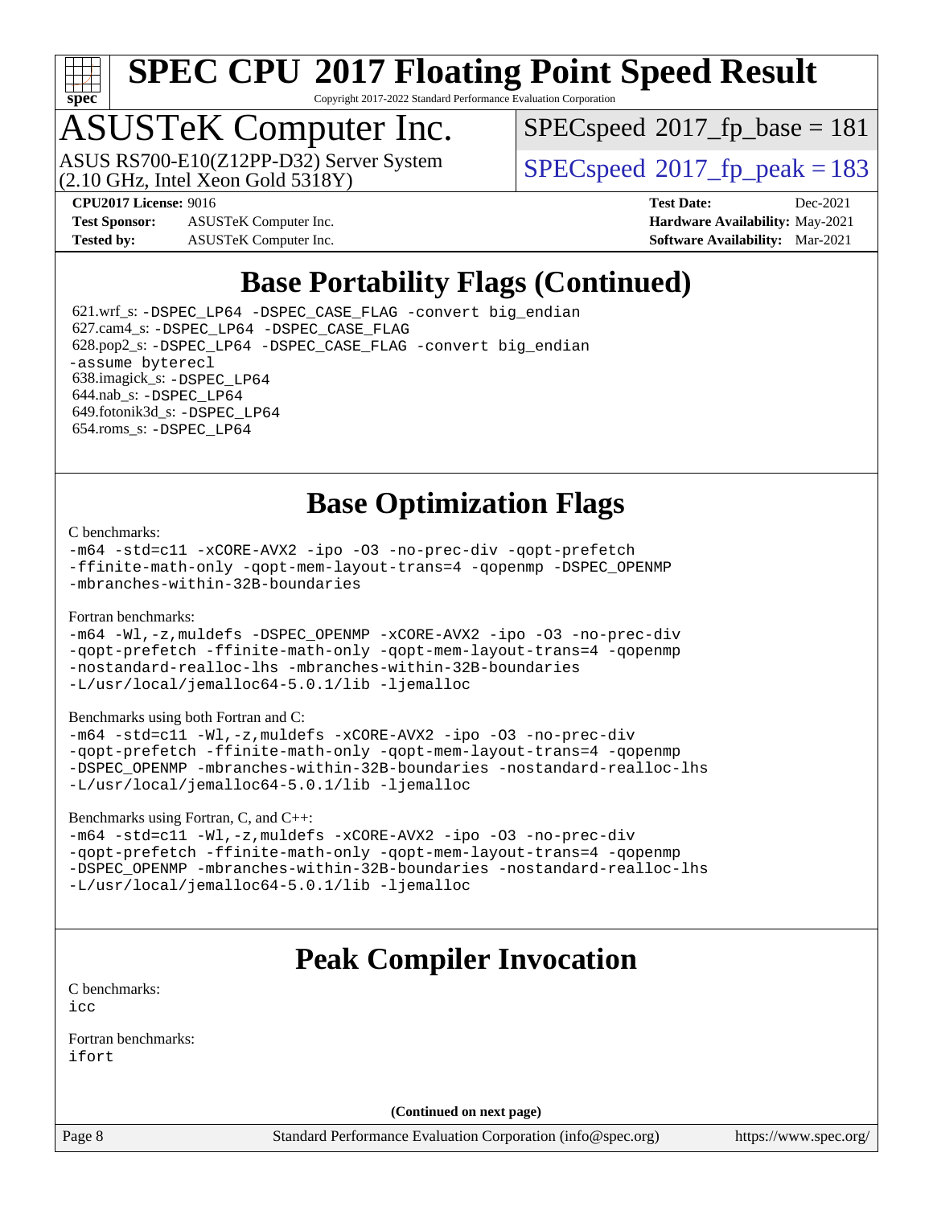# SPEC CPU 2017 Floating Point Speed Result

Copyright 2017-2022 Standard Performance Evaluation Corporation

## ASUSTeK Computer Inc.

ASUS RS700-E10(Z12PP-D32) Server System
(2.10 GHz, Intel Xeon Gold 5318Y)

SPECspeed 2017_fp_base = 181

SPECspeed 2017_fp_peak = 183

**CPU2017 License:** 9016
**Test Sponsor:** ASUSTeK Computer Inc.
**Tested by:** ASUSTeK Computer Inc.

**Test Date:** Dec-2021
**Hardware Availability:** May-2021
**Software Availability:** Mar-2021

## Base Portability Flags (Continued)

621.wrf_s: -DSPEC_LP64 -DSPEC_CASE_FLAG -convert big_endian
627.cam4_s: -DSPEC_LP64 -DSPEC_CASE_FLAG
628.pop2_s: -DSPEC_LP64 -DSPEC_CASE_FLAG -convert big_endian -assume byterecl
638.imagick_s: -DSPEC_LP64
644.nab_s: -DSPEC_LP64
649.fotonik3d_s: -DSPEC_LP64
654.roms_s: -DSPEC_LP64

## Base Optimization Flags

C benchmarks:
```
-m64 -std=c11 -xCORE-AVX2 -ipo -O3 -no-prec-div -qopt-prefetch
-ffinite-math-only -qopt-mem-layout-trans=4 -qopenmp -DSPEC_OPENMP
-mbranches-within-32B-boundaries
```

Fortran benchmarks:
```
-m64 -Wl,-z,muldefs -DSPEC_OPENMP -xCORE-AVX2 -ipo -O3 -no-prec-div
-qopt-prefetch -ffinite-math-only -qopt-mem-layout-trans=4 -qopenmp
-nostandard-realloc-lhs -mbranches-within-32B-boundaries
-L/usr/local/jemalloc64-5.0.1/lib -ljemalloc
```

Benchmarks using both Fortran and C:
```
-m64 -std=c11 -Wl,-z,muldefs -xCORE-AVX2 -ipo -O3 -no-prec-div
-qopt-prefetch -ffinite-math-only -qopt-mem-layout-trans=4 -qopenmp
-DSPEC_OPENMP -mbranches-within-32B-boundaries -nostandard-realloc-lhs
-L/usr/local/jemalloc64-5.0.1/lib -ljemalloc
```

Benchmarks using Fortran, C, and C++:
```
-m64 -std=c11 -Wl,-z,muldefs -xCORE-AVX2 -ipo -O3 -no-prec-div
-qopt-prefetch -ffinite-math-only -qopt-mem-layout-trans=4 -qopenmp
-DSPEC_OPENMP -mbranches-within-32B-boundaries -nostandard-realloc-lhs
-L/usr/local/jemalloc64-5.0.1/lib -ljemalloc
```

## Peak Compiler Invocation

C benchmarks:
```
icc
```

Fortran benchmarks:
```
ifort
```

(Continued on next page)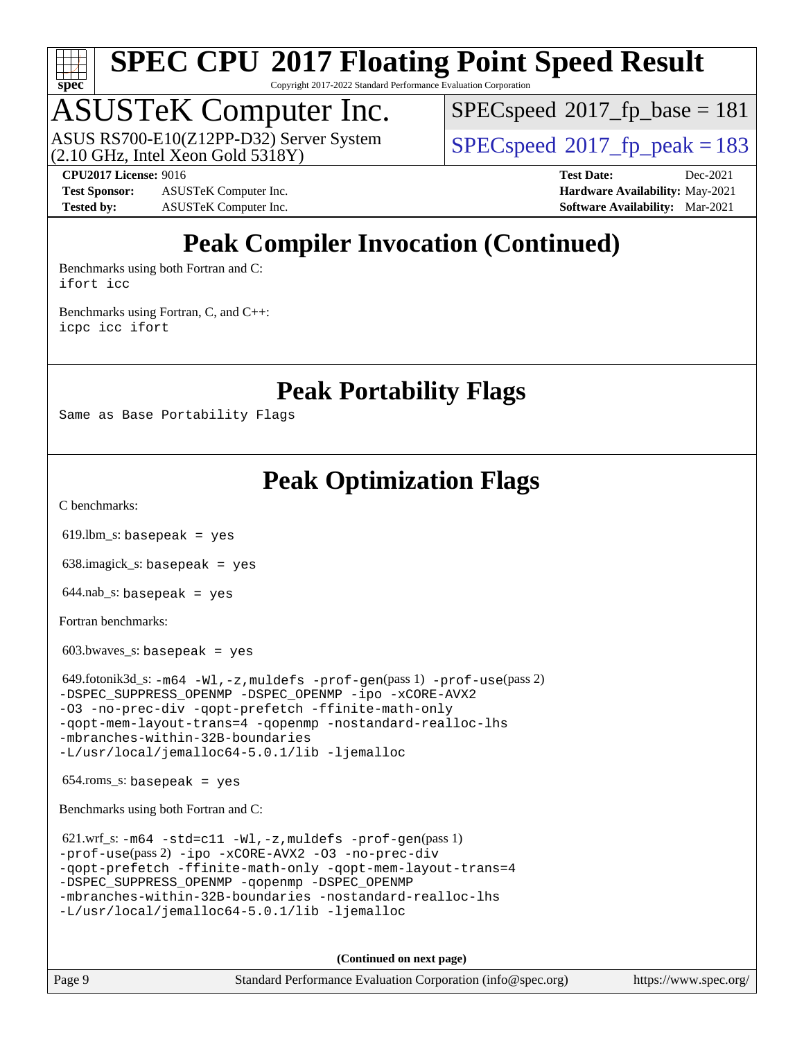# Peak Compiler Invocation (Continued)

Benchmarks using both Fortran and C:
```
ifort icc
```

Benchmarks using Fortran, C, and C++:
```
icpc icc ifort
```

# Peak Portability Flags

Same as Base Portability Flags

# Peak Optimization Flags

C benchmarks:

619.lbm_s: `basepeak = yes`

638.imagick_s: `basepeak = yes`

644.nab_s: `basepeak = yes`

Fortran benchmarks:

603.bwaves_s: `basepeak = yes`

649.fotonik3d_s: `-m64 -Wl,-z,muldefs -prof-gen`(pass 1) `-prof-use`(pass 2)
```
-DSPEC_SUPPRESS_OPENMP -DSPEC_OPENMP -ipo -xCORE-AVX2
-O3 -no-prec-div -qopt-prefetch -ffinite-math-only
-qopt-mem-layout-trans=4 -qopenmp -nostandard-realloc-lhs
-mbranches-within-32B-boundaries
-L/usr/local/jemalloc64-5.0.1/lib -ljemalloc
```

654.roms_s: `basepeak = yes`

Benchmarks using both Fortran and C:

621.wrf_s: `-m64 -std=c11 -Wl,-z,muldefs -prof-gen`(pass 1)
`-prof-use`(pass 2) `-ipo -xCORE-AVX2 -O3 -no-prec-div`
```
-qopt-prefetch -ffinite-math-only -qopt-mem-layout-trans=4
-DSPEC_SUPPRESS_OPENMP -qopenmp -DSPEC_OPENMP
-mbranches-within-32B-boundaries -nostandard-realloc-lhs
-L/usr/local/jemalloc64-5.0.1/lib -ljemalloc
```

**(Continued on next page)**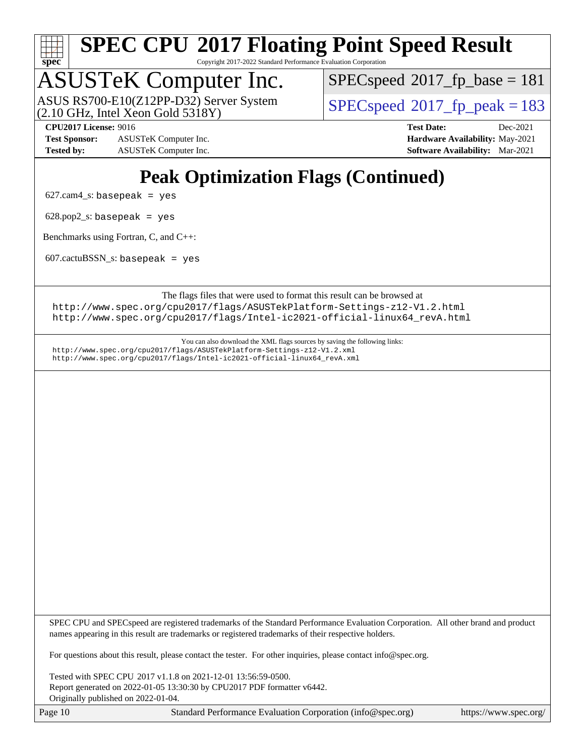# Peak Optimization Flags (Continued)

627.cam4_s: basepeak = yes

628.pop2_s: basepeak = yes

Benchmarks using Fortran, C, and C++:

607.cactuBSSN_s: basepeak = yes

The flags files that were used to format this result can be browsed at
http://www.spec.org/cpu2017/flags/ASUSTekPlatform-Settings-z12-V1.2.html
http://www.spec.org/cpu2017/flags/Intel-ic2021-official-linux64_revA.html

You can also download the XML flags sources by saving the following links:
http://www.spec.org/cpu2017/flags/ASUSTekPlatform-Settings-z12-V1.2.xml
http://www.spec.org/cpu2017/flags/Intel-ic2021-official-linux64_revA.xml

SPEC CPU and SPECspeed are registered trademarks of the Standard Performance Evaluation Corporation. All other brand and product names appearing in this result are trademarks or registered trademarks of their respective holders.

For questions about this result, please contact the tester. For other inquiries, please contact info@spec.org.

Tested with SPEC CPU 2017 v1.1.8 on 2021-12-01 13:56:59-0500.
Report generated on 2022-01-05 13:30:30 by CPU2017 PDF formatter v6442.
Originally published on 2022-01-04.